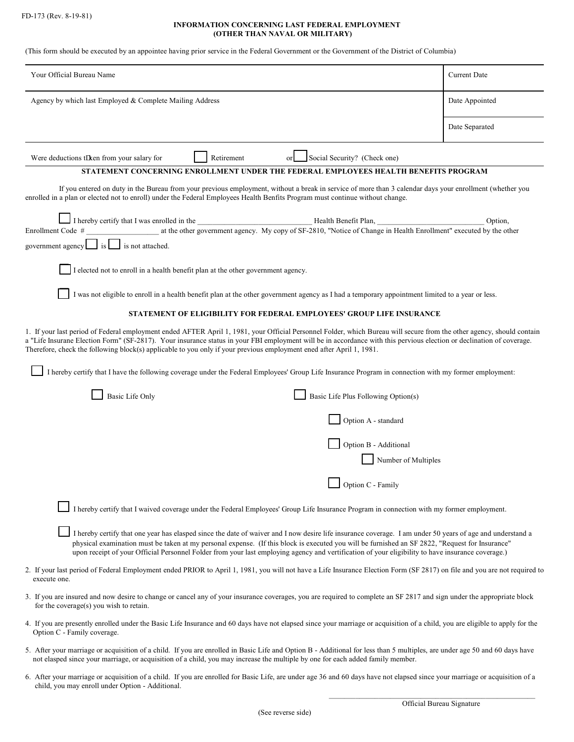FD-173 (Rev. 8-19-81)

# INFORMATION CONCERNING LAST FEDERAL EMPLOYMENT
## (OTHER THAN NAVAL OR MILITARY)

(This form should be executed by an appointee having prior service in the Federal Government or the Government of the District of Columbia)

| Your Official Bureau Name | Current Date |
|---|---|
| Agency by which last Employed & Complete Mailing Address | Date Appointed |
| | Date Separated |

Were deductions tDken from your salary for ☐ Retirement or ☐ Social Security? (Check one)

### STATEMENT CONCERNING ENROLLMENT UNDER THE FEDERAL EMPLOYEES HEALTH BENEFITS PROGRAM

If you entered on duty in the Bureau from your previous employment, without a break in service of more than 3 calendar days your enrollment (whether you enrolled in a plan or elected not to enroll) under the Federal Employees Health Benfits Program must continue without change.

☐ I hereby certify that I was enrolled in the ______________________________ Health Benefit Plan, ____________________________ Option, Enrollment Code # ___________________ at the other government agency. My copy of SF-2810, "Notice of Change in Health Enrollment" executed by the other government agency ☐ is ☐ is not attached.

☐ I elected not to enroll in a health benefit plan at the other government agency.

☐ I was not eligible to enroll in a health benefit plan at the other government agency as I had a temporary appointment limited to a year or less.

### STATEMENT OF ELIGIBILITY FOR FEDERAL EMPLOYEES' GROUP LIFE INSURANCE

1. If your last period of Federal employment ended AFTER April 1, 1981, your Official Personnel Folder, which Bureau will secure from the other agency, should contain a "Life Insurane Election Form" (SF-2817). Your insurance status in your FBI employment will be in accordance with this pervious election or declination of coverage. Therefore, check the following block(s) applicable to you only if your previous employment ened after April 1, 1981.

☐ I hereby certify that I have the following coverage under the Federal Employees' Group Life Insurance Program in connection with my former employment:

☐ Basic Life Only

☐ Basic Life Plus Following Option(s)

☐ Option A - standard

☐ Option B - Additional

☐ Number of Multiples

☐ Option C - Family

☐ I hereby certify that I waived coverage under the Federal Employees' Group Life Insurance Program in connection with my former employment.

☐ I hereby certify that one year has elasped since the date of waiver and I now desire life insurance coverage. I am under 50 years of age and understand a physical examination must be taken at my personal expense. (If this block is executed you will be furnished an SF 2822, "Request for Insurance" upon receipt of your Official Personnel Folder from your last employing agency and vertification of your eligibility to have insurance coverage.)

2. If your last period of Federal Employment ended PRIOR to April 1, 1981, you will not have a Life Insurance Election Form (SF 2817) on file and you are not required to execute one.

3. If you are insured and now desire to change or cancel any of your insurance coverages, you are required to complete an SF 2817 and sign under the appropriate block for the coverage(s) you wish to retain.

4. If you are presently enrolled under the Basic Life Insurance and 60 days have not elapsed since your marriage or acquisition of a child, you are eligible to apply for the Option C - Family coverage.

5. After your marriage or acquisition of a child. If you are enrolled in Basic Life and Option B - Additional for less than 5 multiples, are under age 50 and 60 days have not elasped since your marriage, or acquisition of a child, you may increase the multiple by one for each added family member.

6. After your marriage or acquisition of a child. If you are enrolled for Basic Life, are under age 36 and 60 days have not elapsed since your marriage or acquisition of a child, you may enroll under Option - Additional.

_______________________________________
Official Bureau Signature

(See reverse side)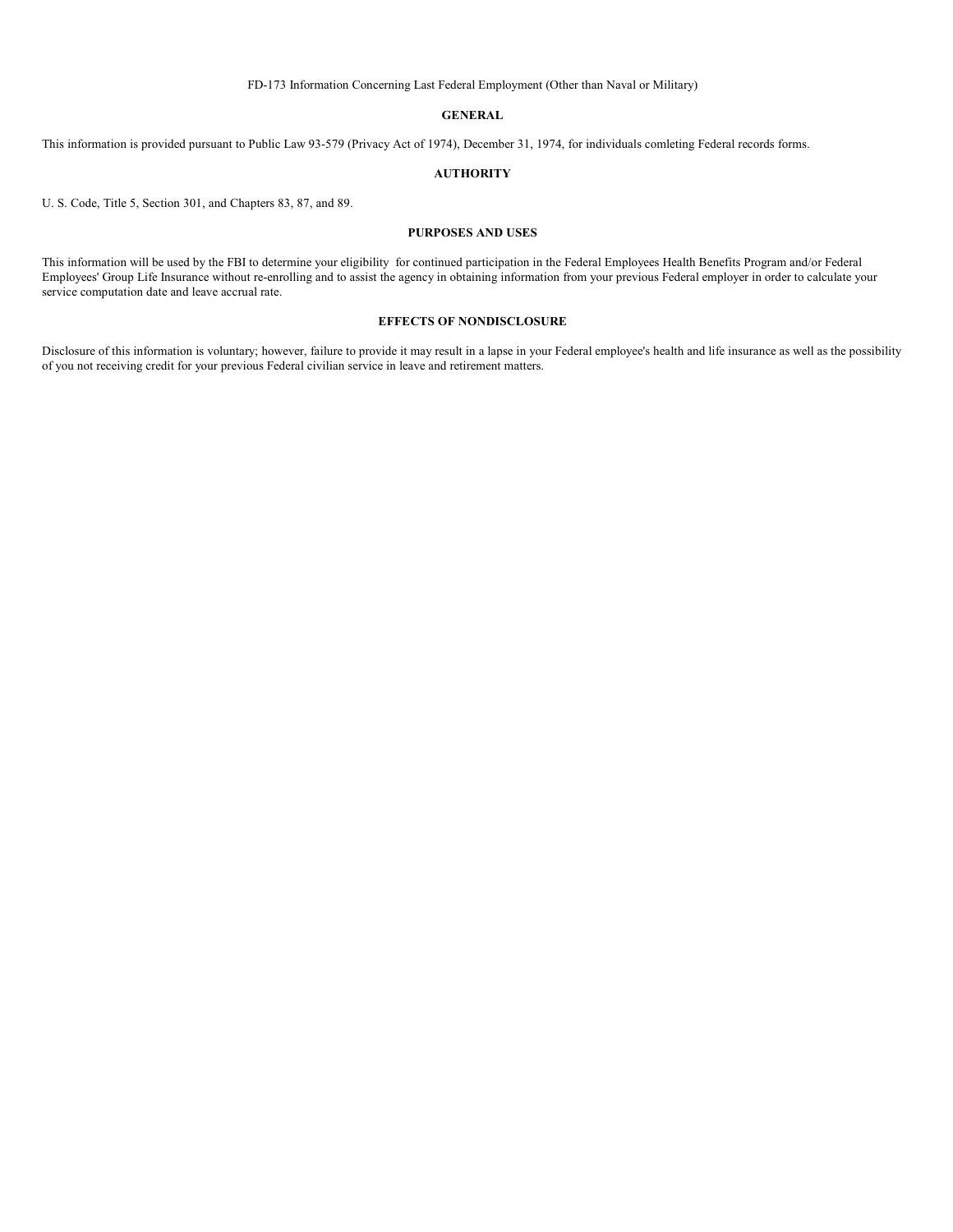FD-173 Information Concerning Last Federal Employment (Other than Naval or Military)

## GENERAL

This information is provided pursuant to Public Law 93-579 (Privacy Act of 1974), December 31, 1974, for individuals comleting Federal records forms.

## AUTHORITY

U. S. Code, Title 5, Section 301, and Chapters 83, 87, and 89.

## PURPOSES AND USES

This information will be used by the FBI to determine your eligibility for continued participation in the Federal Employees Health Benefits Program and/or Federal Employees' Group Life Insurance without re-enrolling and to assist the agency in obtaining information from your previous Federal employer in order to calculate your service computation date and leave accrual rate.

## EFFECTS OF NONDISCLOSURE

Disclosure of this information is voluntary; however, failure to provide it may result in a lapse in your Federal employee's health and life insurance as well as the possibility of you not receiving credit for your previous Federal civilian service in leave and retirement matters.